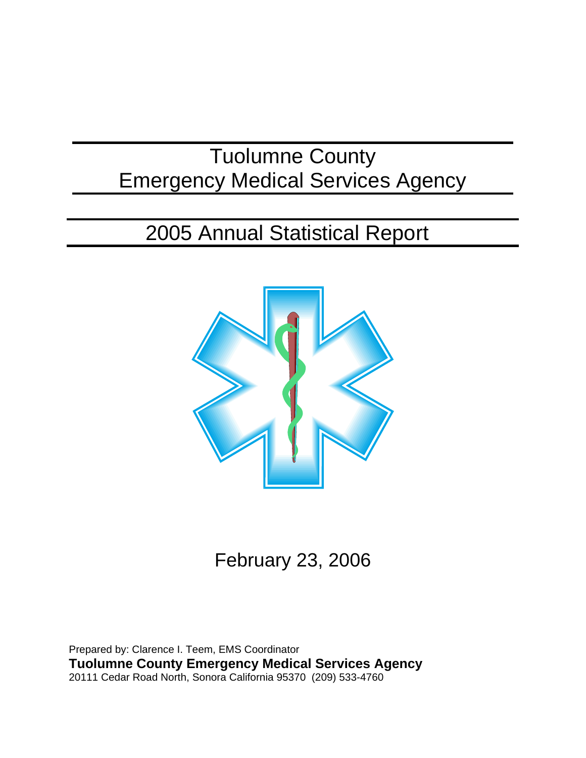# Tuolumne County
# Emergency Medical Services Agency

## 2005 Annual Statistical Report

February 23, 2006

Prepared by: Clarence I. Teem, EMS Coordinator
**Tuolumne County Emergency Medical Services Agency**
20111 Cedar Road North, Sonora California 95370 (209) 533-4760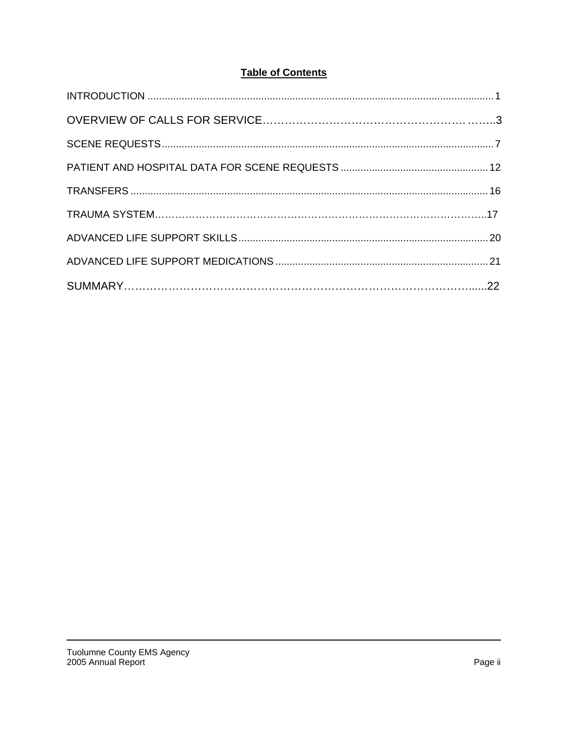# Table of Contents

INTRODUCTION ........................................................................................................................ 1

OVERVIEW OF CALLS FOR SERVICE…………………………………………………………..3

SCENE REQUESTS.................................................................................................................... 7

PATIENT AND HOSPITAL DATA FOR SCENE REQUESTS .................................................... 12

TRANSFERS ............................................................................................................................ 16

TRAUMA SYSTEM…………………………………………………………………………………..17

ADVANCED LIFE SUPPORT SKILLS....................................................................................... 20

ADVANCED LIFE SUPPORT MEDICATIONS .......................................................................... 21

SUMMARY…………………………………………………………………………………......22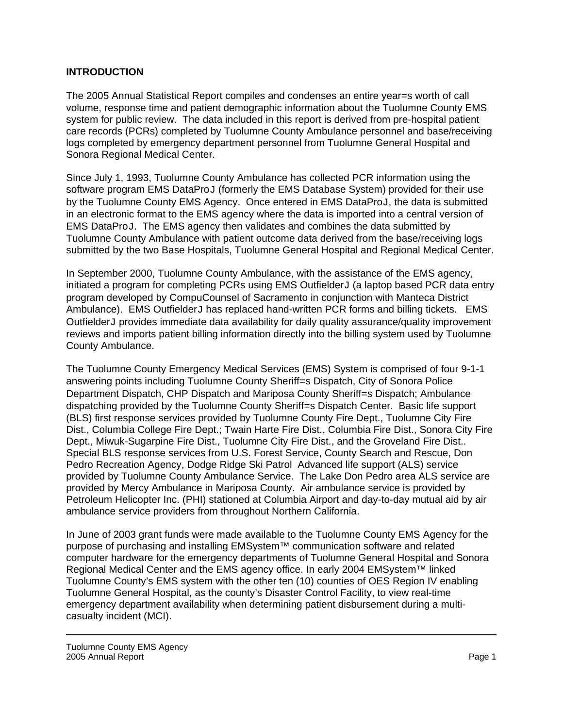**INTRODUCTION**

The 2005 Annual Statistical Report compiles and condenses an entire year=s worth of call volume, response time and patient demographic information about the Tuolumne County EMS system for public review. The data included in this report is derived from pre-hospital patient care records (PCRs) completed by Tuolumne County Ambulance personnel and base/receiving logs completed by emergency department personnel from Tuolumne General Hospital and Sonora Regional Medical Center.

Since July 1, 1993, Tuolumne County Ambulance has collected PCR information using the software program EMS DataProJ (formerly the EMS Database System) provided for their use by the Tuolumne County EMS Agency. Once entered in EMS DataProJ, the data is submitted in an electronic format to the EMS agency where the data is imported into a central version of EMS DataProJ. The EMS agency then validates and combines the data submitted by Tuolumne County Ambulance with patient outcome data derived from the base/receiving logs submitted by the two Base Hospitals, Tuolumne General Hospital and Regional Medical Center.

In September 2000, Tuolumne County Ambulance, with the assistance of the EMS agency, initiated a program for completing PCRs using EMS OutfielderJ (a laptop based PCR data entry program developed by CompuCounsel of Sacramento in conjunction with Manteca District Ambulance). EMS OutfielderJ has replaced hand-written PCR forms and billing tickets. EMS OutfielderJ provides immediate data availability for daily quality assurance/quality improvement reviews and imports patient billing information directly into the billing system used by Tuolumne County Ambulance.

The Tuolumne County Emergency Medical Services (EMS) System is comprised of four 9-1-1 answering points including Tuolumne County Sheriff=s Dispatch, City of Sonora Police Department Dispatch, CHP Dispatch and Mariposa County Sheriff=s Dispatch; Ambulance dispatching provided by the Tuolumne County Sheriff=s Dispatch Center. Basic life support (BLS) first response services provided by Tuolumne County Fire Dept., Tuolumne City Fire Dist., Columbia College Fire Dept.; Twain Harte Fire Dist., Columbia Fire Dist., Sonora City Fire Dept., Miwuk-Sugarpine Fire Dist., Tuolumne City Fire Dist., and the Groveland Fire Dist.. Special BLS response services from U.S. Forest Service, County Search and Rescue, Don Pedro Recreation Agency, Dodge Ridge Ski Patrol Advanced life support (ALS) service provided by Tuolumne County Ambulance Service. The Lake Don Pedro area ALS service are provided by Mercy Ambulance in Mariposa County. Air ambulance service is provided by Petroleum Helicopter Inc. (PHI) stationed at Columbia Airport and day-to-day mutual aid by air ambulance service providers from throughout Northern California.

In June of 2003 grant funds were made available to the Tuolumne County EMS Agency for the purpose of purchasing and installing EMSystem™ communication software and related computer hardware for the emergency departments of Tuolumne General Hospital and Sonora Regional Medical Center and the EMS agency office. In early 2004 EMSystem™ linked Tuolumne County's EMS system with the other ten (10) counties of OES Region IV enabling Tuolumne General Hospital, as the county's Disaster Control Facility, to view real-time emergency department availability when determining patient disbursement during a multi-casualty incident (MCI).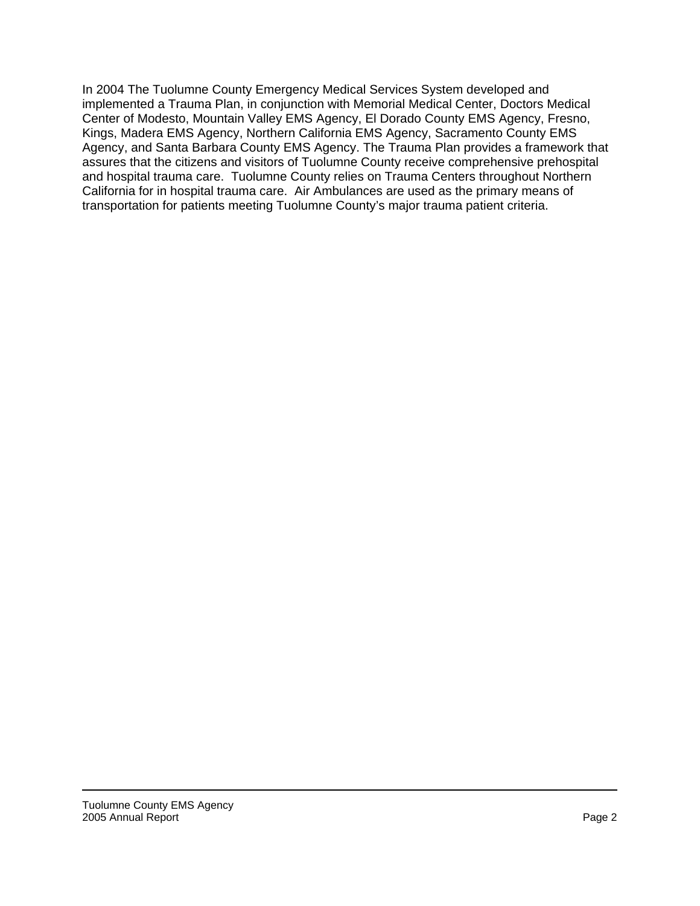In 2004 The Tuolumne County Emergency Medical Services System developed and implemented a Trauma Plan, in conjunction with Memorial Medical Center, Doctors Medical Center of Modesto, Mountain Valley EMS Agency, El Dorado County EMS Agency, Fresno, Kings, Madera EMS Agency, Northern California EMS Agency, Sacramento County EMS Agency, and Santa Barbara County EMS Agency. The Trauma Plan provides a framework that assures that the citizens and visitors of Tuolumne County receive comprehensive prehospital and hospital trauma care. Tuolumne County relies on Trauma Centers throughout Northern California for in hospital trauma care. Air Ambulances are used as the primary means of transportation for patients meeting Tuolumne County's major trauma patient criteria.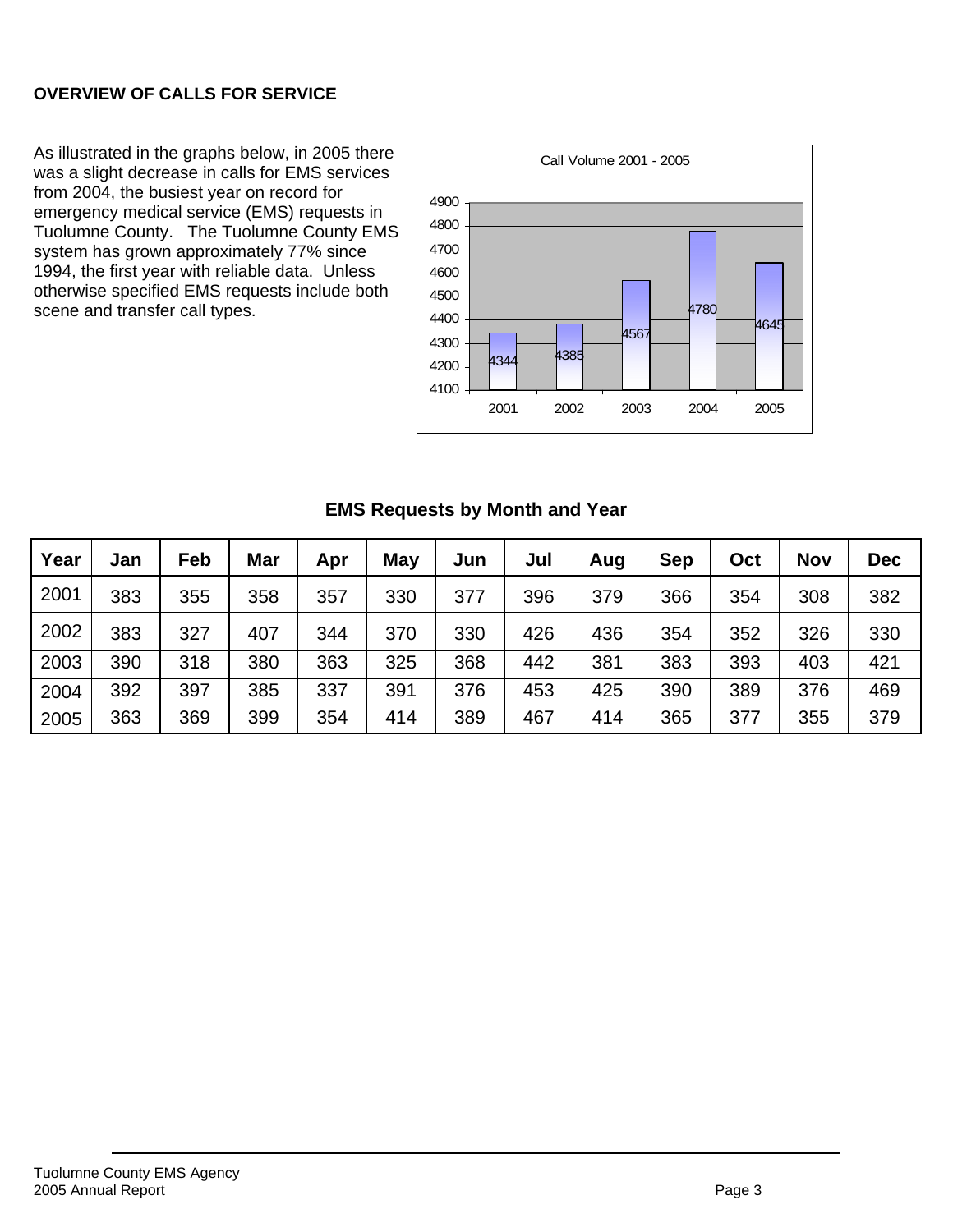**OVERVIEW OF CALLS FOR SERVICE**

As illustrated in the graphs below, in 2005 there was a slight decrease in calls for EMS services from 2004, the busiest year on record for emergency medical service (EMS) requests in Tuolumne County. The Tuolumne County EMS system has grown approximately 77% since 1994, the first year with reliable data. Unless otherwise specified EMS requests include both scene and transfer call types.

Call Volume 2001 - 2005

| Year | Calls |
|---|---|
| 2001 | 4344 |
| 2002 | 4385 |
| 2003 | 4567 |
| 2004 | 4780 |
| 2005 | 4645 |

**EMS Requests by Month and Year**

| Year | Jan | Feb | Mar | Apr | May | Jun | Jul | Aug | Sep | Oct | Nov | Dec |
|---|---|---|---|---|---|---|---|---|---|---|---|---|
| 2001 | 383 | 355 | 358 | 357 | 330 | 377 | 396 | 379 | 366 | 354 | 308 | 382 |
| 2002 | 383 | 327 | 407 | 344 | 370 | 330 | 426 | 436 | 354 | 352 | 326 | 330 |
| 2003 | 390 | 318 | 380 | 363 | 325 | 368 | 442 | 381 | 383 | 393 | 403 | 421 |
| 2004 | 392 | 397 | 385 | 337 | 391 | 376 | 453 | 425 | 390 | 389 | 376 | 469 |
| 2005 | 363 | 369 | 399 | 354 | 414 | 389 | 467 | 414 | 365 | 377 | 355 | 379 |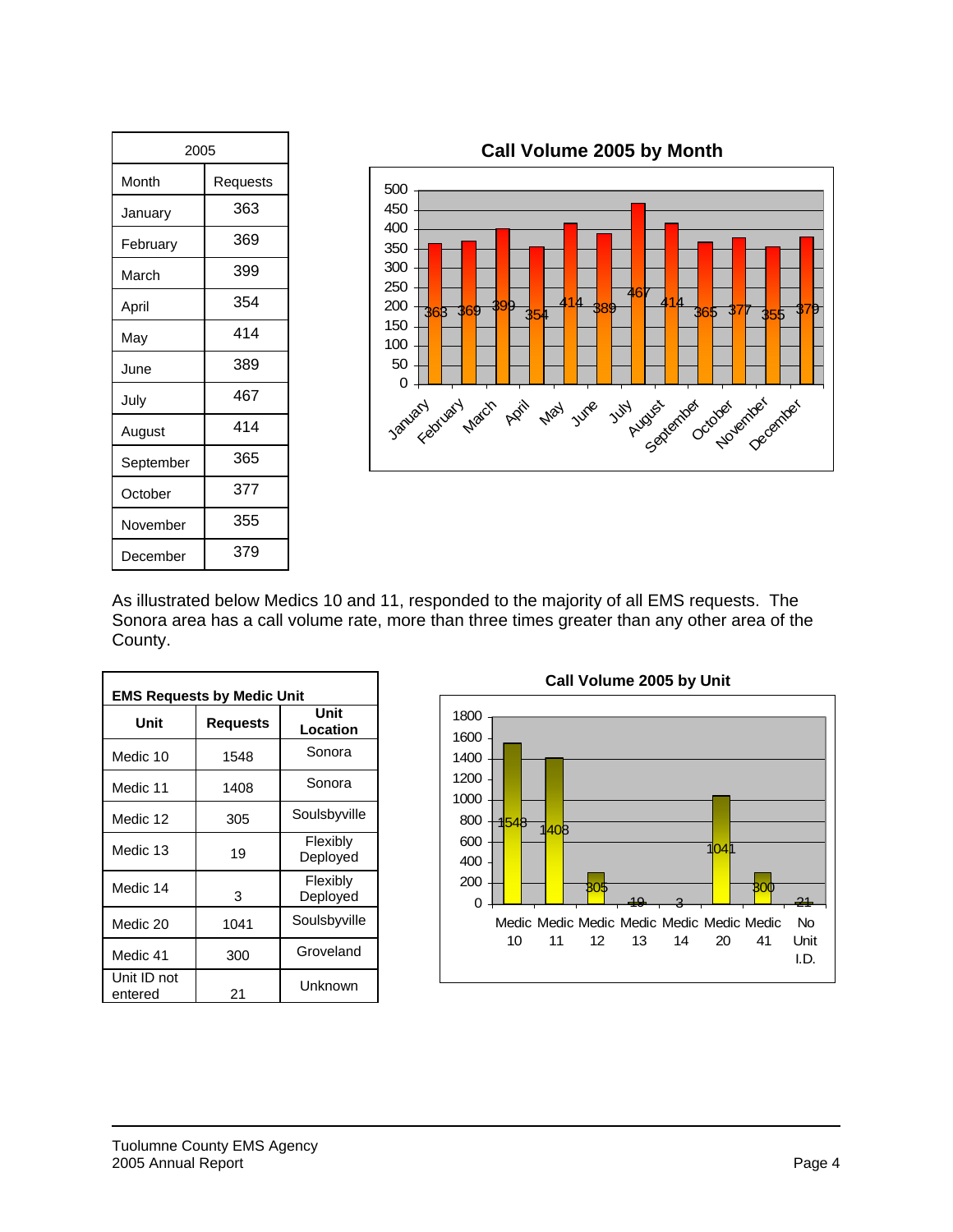| 2005 | |
|---|---|
| Month | Requests |
| January | 363 |
| February | 369 |
| March | 399 |
| April | 354 |
| May | 414 |
| June | 389 |
| July | 467 |
| August | 414 |
| September | 365 |
| October | 377 |
| November | 355 |
| December | 379 |

**Call Volume 2005 by Month**

| Month | Requests |
|---|---|
| January | 363 |
| February | 369 |
| March | 399 |
| April | 354 |
| May | 414 |
| June | 389 |
| July | 467 |
| August | 414 |
| September | 365 |
| October | 377 |
| November | 355 |
| December | 379 |

As illustrated below Medics 10 and 11, responded to the majority of all EMS requests. The Sonora area has a call volume rate, more than three times greater than any other area of the County.

**EMS Requests by Medic Unit**

| Unit | Requests | Unit Location |
|---|---|---|
| Medic 10 | 1548 | Sonora |
| Medic 11 | 1408 | Sonora |
| Medic 12 | 305 | Soulsbyville |
| Medic 13 | 19 | Flexibly Deployed |
| Medic 14 | 3 | Flexibly Deployed |
| Medic 20 | 1041 | Soulsbyville |
| Medic 41 | 300 | Groveland |
| Unit ID not entered | 21 | Unknown |

**Call Volume 2005 by Unit**

| Unit | Requests |
|---|---|
| Medic 10 | 1548 |
| Medic 11 | 1408 |
| Medic 12 | 305 |
| Medic 13 | 19 |
| Medic 14 | 3 |
| Medic 20 | 1041 |
| Medic 41 | 300 |
| No Unit I.D. | 21 |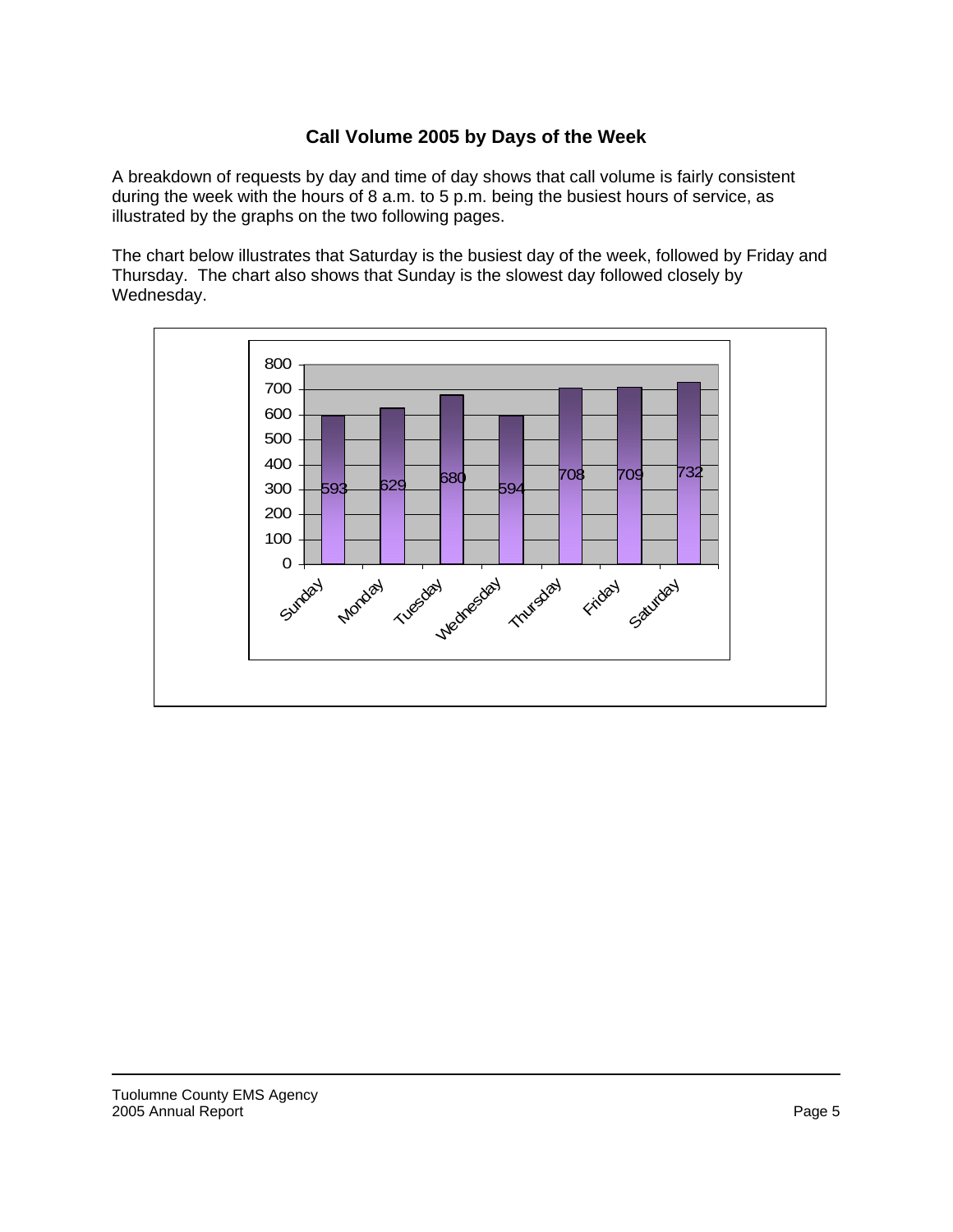# Call Volume 2005 by Days of the Week

A breakdown of requests by day and time of day shows that call volume is fairly consistent during the week with the hours of 8 a.m. to 5 p.m. being the busiest hours of service, as illustrated by the graphs on the two following pages.

The chart below illustrates that Saturday is the busiest day of the week, followed by Friday and Thursday. The chart also shows that Sunday is the slowest day followed closely by Wednesday.

| Day | Calls |
| --- | --- |
| Sunday | 593 |
| Monday | 629 |
| Tuesday | 680 |
| Wednesday | 594 |
| Thursday | 708 |
| Friday | 709 |
| Saturday | 732 |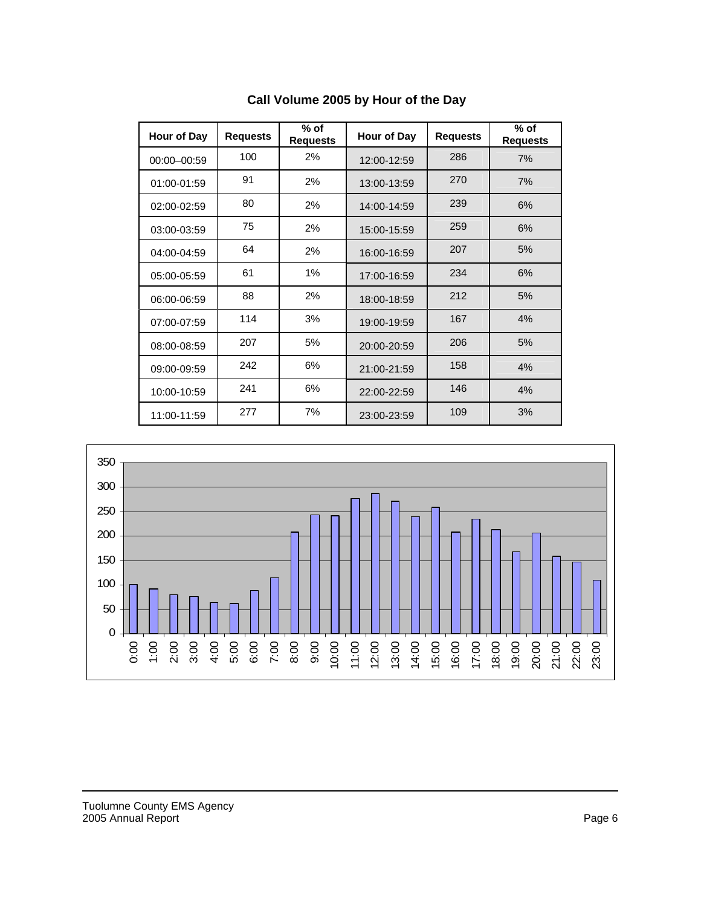## Call Volume 2005 by Hour of the Day

| Hour of Day | Requests | % of Requests | Hour of Day | Requests | % of Requests |
|---|---|---|---|---|---|
| 00:00–00:59 | 100 | 2% | 12:00-12:59 | 286 | 7% |
| 01:00-01:59 | 91 | 2% | 13:00-13:59 | 270 | 7% |
| 02:00-02:59 | 80 | 2% | 14:00-14:59 | 239 | 6% |
| 03:00-03:59 | 75 | 2% | 15:00-15:59 | 259 | 6% |
| 04:00-04:59 | 64 | 2% | 16:00-16:59 | 207 | 5% |
| 05:00-05:59 | 61 | 1% | 17:00-16:59 | 234 | 6% |
| 06:00-06:59 | 88 | 2% | 18:00-18:59 | 212 | 5% |
| 07:00-07:59 | 114 | 3% | 19:00-19:59 | 167 | 4% |
| 08:00-08:59 | 207 | 5% | 20:00-20:59 | 206 | 5% |
| 09:00-09:59 | 242 | 6% | 21:00-21:59 | 158 | 4% |
| 10:00-10:59 | 241 | 6% | 22:00-22:59 | 146 | 4% |
| 11:00-11:59 | 277 | 7% | 23:00-23:59 | 109 | 3% |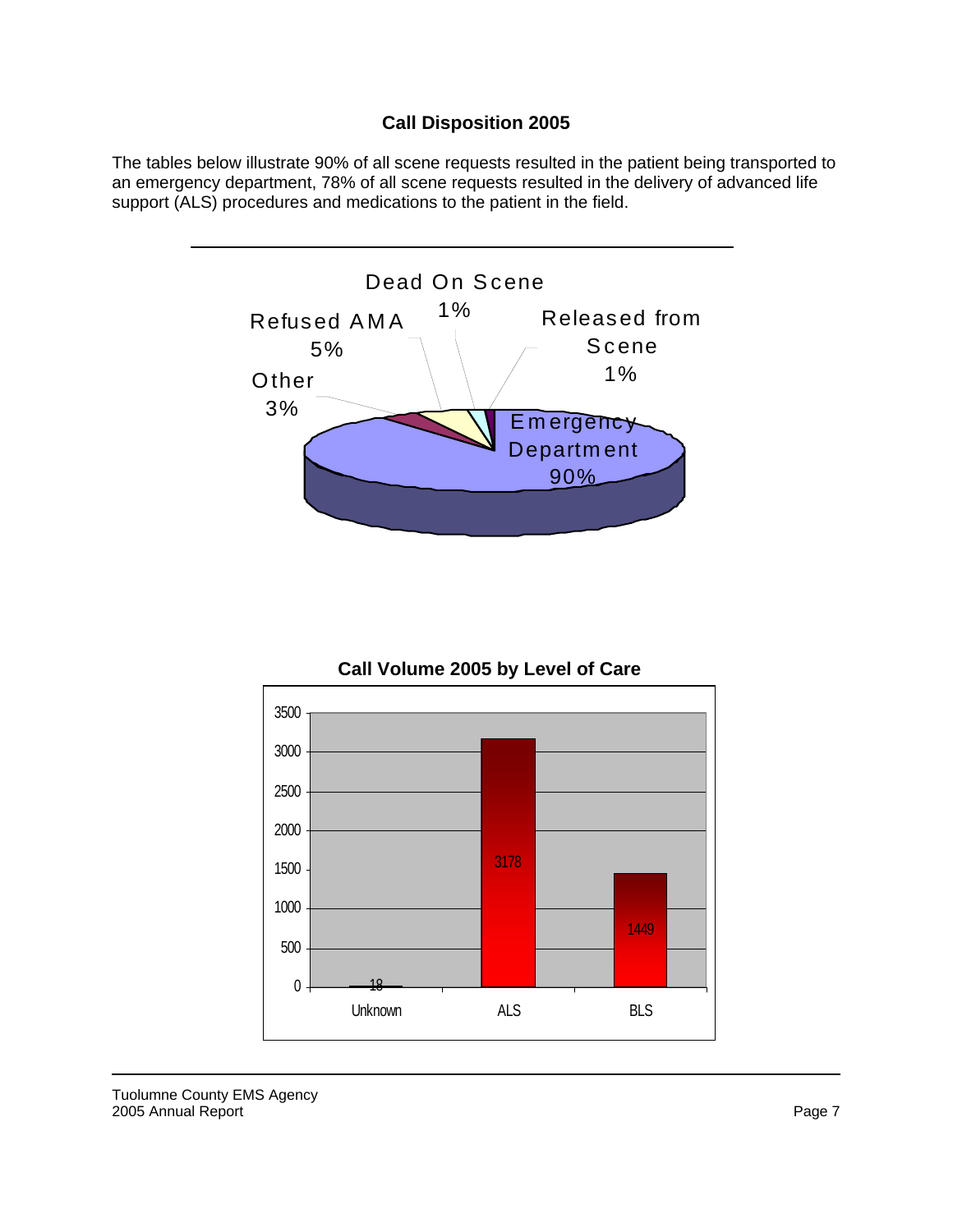## Call Disposition 2005

The tables below illustrate 90% of all scene requests resulted in the patient being transported to an emergency department, 78% of all scene requests resulted in the delivery of advanced life support (ALS) procedures and medications to the patient in the field.

| Disposition | Percent |
|---|---|
| Emergency Department | 90% |
| Refused AMA | 5% |
| Other | 3% |
| Dead On Scene | 1% |
| Released from Scene | 1% |

**Call Volume 2005 by Level of Care**

| Level of Care | Calls |
|---|---|
| Unknown | 18 |
| ALS | 3178 |
| BLS | 1449 |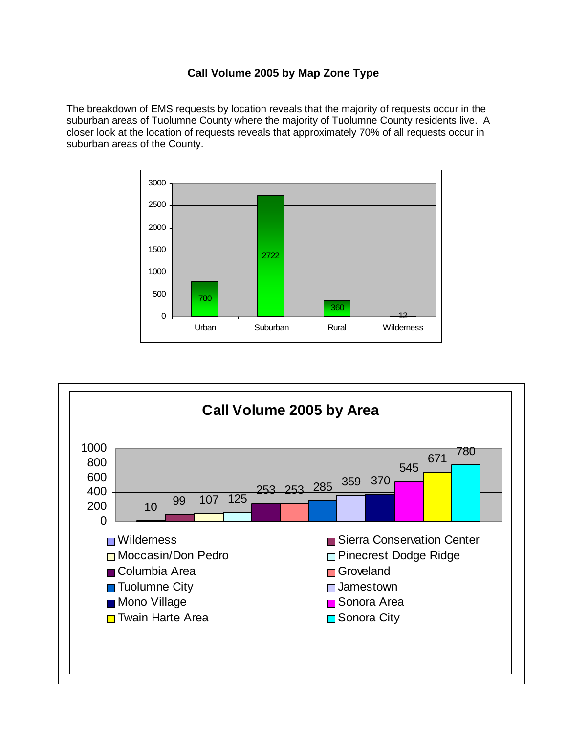## Call Volume 2005 by Map Zone Type

The breakdown of EMS requests by location reveals that the majority of requests occur in the suburban areas of Tuolumne County where the majority of Tuolumne County residents live. A closer look at the location of requests reveals that approximately 70% of all requests occur in suburban areas of the County.

| Map Zone Type | Call Volume |
|---|---|
| Urban | 780 |
| Suburban | 2722 |
| Rural | 360 |
| Wilderness | 12 |

### Call Volume 2005 by Area

| Area | Call Volume |
|---|---|
| Wilderness | 10 |
| Sierra Conservation Center | 99 |
| Moccasin/Don Pedro | 107 |
| Pinecrest Dodge Ridge | 125 |
| Columbia Area | 253 |
| Groveland | 253 |
| Tuolumne City | 285 |
| Jamestown | 359 |
| Mono Village | 370 |
| Sonora Area | 545 |
| Twain Harte Area | 671 |
| Sonora City | 780 |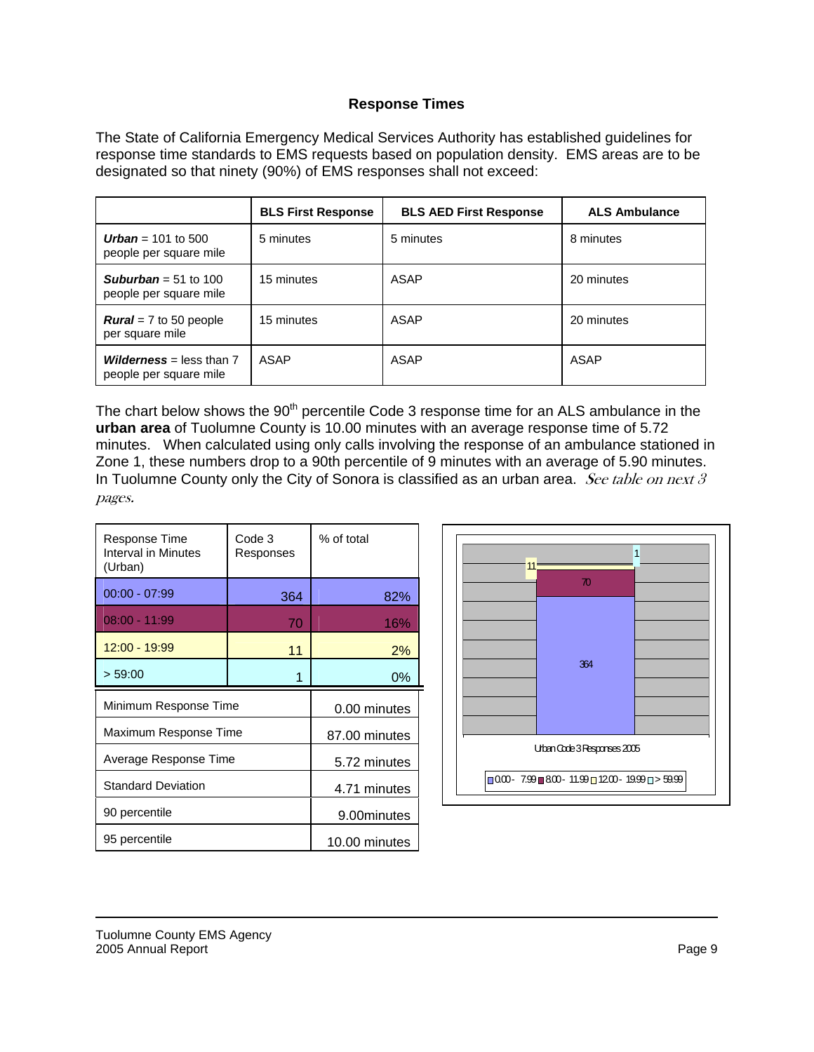## Response Times

The State of California Emergency Medical Services Authority has established guidelines for response time standards to EMS requests based on population density. EMS areas are to be designated so that ninety (90%) of EMS responses shall not exceed:

| | BLS First Response | BLS AED First Response | ALS Ambulance |
|---|---|---|---|
| ***Urban*** = 101 to 500 people per square mile | 5 minutes | 5 minutes | 8 minutes |
| ***Suburban*** = 51 to 100 people per square mile | 15 minutes | ASAP | 20 minutes |
| ***Rural*** = 7 to 50 people per square mile | 15 minutes | ASAP | 20 minutes |
| ***Wilderness*** = less than 7 people per square mile | ASAP | ASAP | ASAP |

The chart below shows the 90th percentile Code 3 response time for an ALS ambulance in the **urban area** of Tuolumne County is 10.00 minutes with an average response time of 5.72 minutes. When calculated using only calls involving the response of an ambulance stationed in Zone 1, these numbers drop to a 90th percentile of 9 minutes with an average of 5.90 minutes. In Tuolumne County only the City of Sonora is classified as an urban area. *See table on next 3 pages.*

| Response Time Interval in Minutes (Urban) | Code 3 Responses | % of total |
|---|---|---|
| 00:00 - 07:99 | 364 | 82% |
| 08:00 - 11:99 | 70 | 16% |
| 12:00 - 19:99 | 11 | 2% |
| > 59:00 | 1 | 0% |

| | |
|---|---|
| Minimum Response Time | 0.00 minutes |
| Maximum Response Time | 87.00 minutes |
| Average Response Time | 5.72 minutes |
| Standard Deviation | 4.71 minutes |
| 90 percentile | 9.00minutes |
| 95 percentile | 10.00 minutes |

Urban Code 3 Responses 2005

0.00 - 7.99 | 8.00 - 11.99 | 12.00 - 19.99 | > 59.99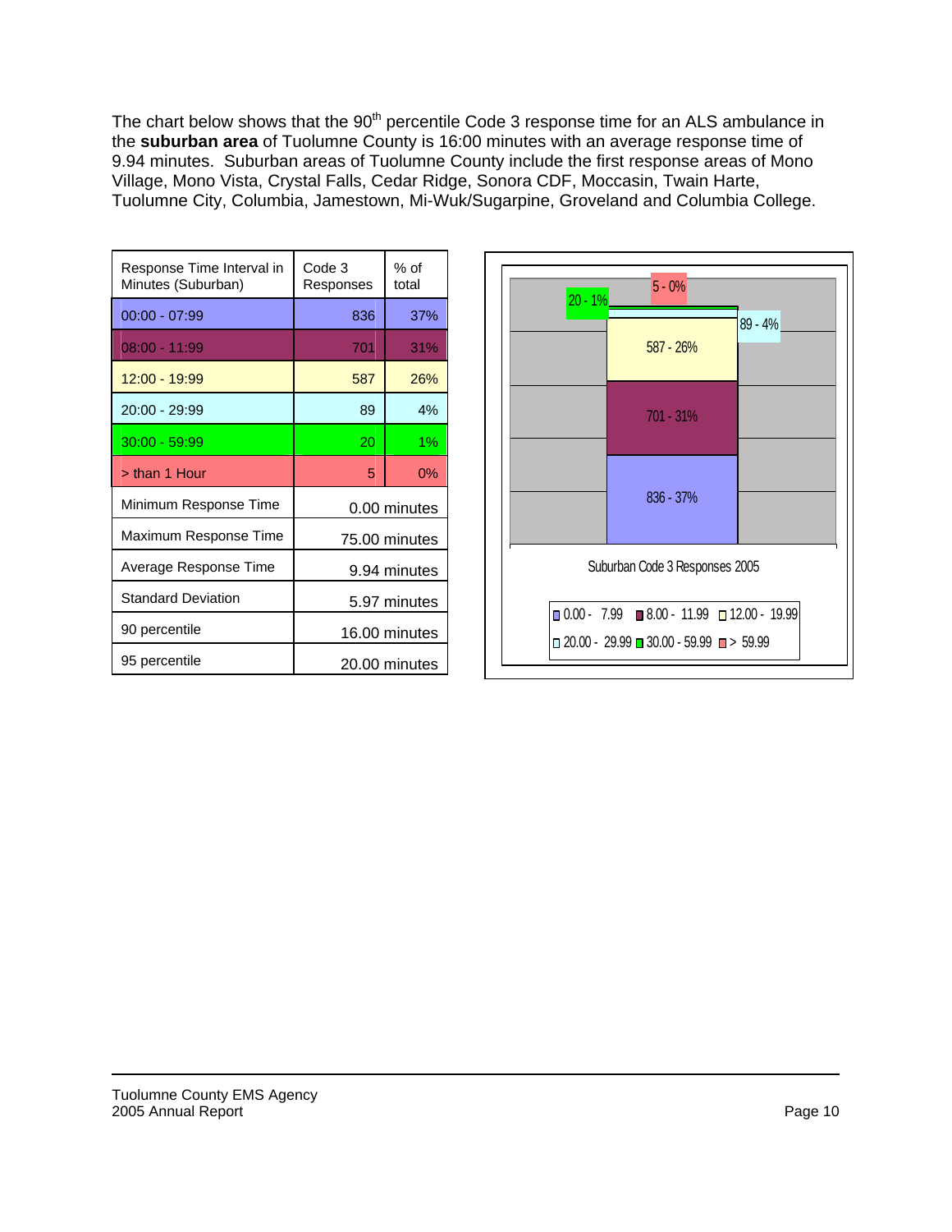The chart below shows that the 90th percentile Code 3 response time for an ALS ambulance in the **suburban area** of Tuolumne County is 16:00 minutes with an average response time of 9.94 minutes. Suburban areas of Tuolumne County include the first response areas of Mono Village, Mono Vista, Crystal Falls, Cedar Ridge, Sonora CDF, Moccasin, Twain Harte, Tuolumne City, Columbia, Jamestown, Mi-Wuk/Sugarpine, Groveland and Columbia College.

| Response Time Interval in Minutes (Suburban) | Code 3 Responses | % of total |
|---|---|---|
| 00:00 - 07:99 | 836 | 37% |
| 08:00 - 11:99 | 701 | 31% |
| 12:00 - 19:99 | 587 | 26% |
| 20:00 - 29:99 | 89 | 4% |
| 30:00 - 59:99 | 20 | 1% |
| > than 1 Hour | 5 | 0% |
| Minimum Response Time | 0.00 minutes | |
| Maximum Response Time | 75.00 minutes | |
| Average Response Time | 9.94 minutes | |
| Standard Deviation | 5.97 minutes | |
| 90 percentile | 16.00 minutes | |
| 95 percentile | 20.00 minutes | |

Suburban Code 3 Responses 2005

| Interval | Label |
|---|---|
| 0.00 - 7.99 | 836 - 37% |
| 8.00 - 11.99 | 701 - 31% |
| 12.00 - 19.99 | 587 - 26% |
| 20.00 - 29.99 | 89 - 4% |
| 30.00 - 59.99 | 20 - 1% |
| > 59.99 | 5 - 0% |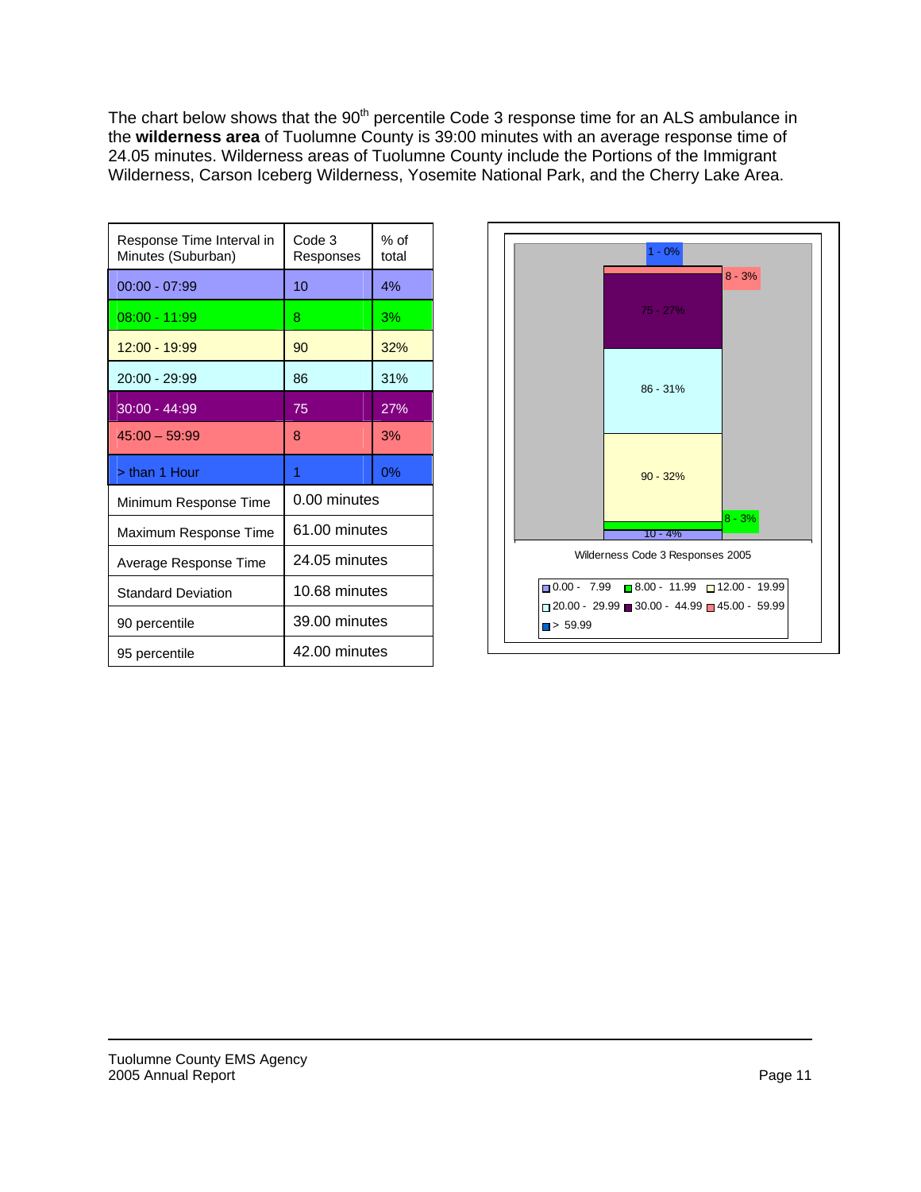The chart below shows that the 90th percentile Code 3 response time for an ALS ambulance in the **wilderness area** of Tuolumne County is 39:00 minutes with an average response time of 24.05 minutes. Wilderness areas of Tuolumne County include the Portions of the Immigrant Wilderness, Carson Iceberg Wilderness, Yosemite National Park, and the Cherry Lake Area.

| Response Time Interval in Minutes (Suburban) | Code 3 Responses | % of total |
|---|---|---|
| 00:00 - 07:99 | 10 | 4% |
| 08:00 - 11:99 | 8 | 3% |
| 12:00 - 19:99 | 90 | 32% |
| 20:00 - 29:99 | 86 | 31% |
| 30:00 - 44:99 | 75 | 27% |
| 45:00 – 59:99 | 8 | 3% |
| > than 1 Hour | 1 | 0% |
| Minimum Response Time | 0.00 minutes | |
| Maximum Response Time | 61.00 minutes | |
| Average Response Time | 24.05 minutes | |
| Standard Deviation | 10.68 minutes | |
| 90 percentile | 39.00 minutes | |
| 95 percentile | 42.00 minutes | |

Wilderness Code 3 Responses 2005

| Interval | Responses - % |
|---|---|
| 0.00 - 7.99 | 10 - 4% |
| 8.00 - 11.99 | 8 - 3% |
| 12.00 - 19.99 | 90 - 32% |
| 20.00 - 29.99 | 86 - 31% |
| 30.00 - 44.99 | 75 - 27% |
| 45.00 - 59.99 | 8 - 3% |
| > 59.99 | 1 - 0% |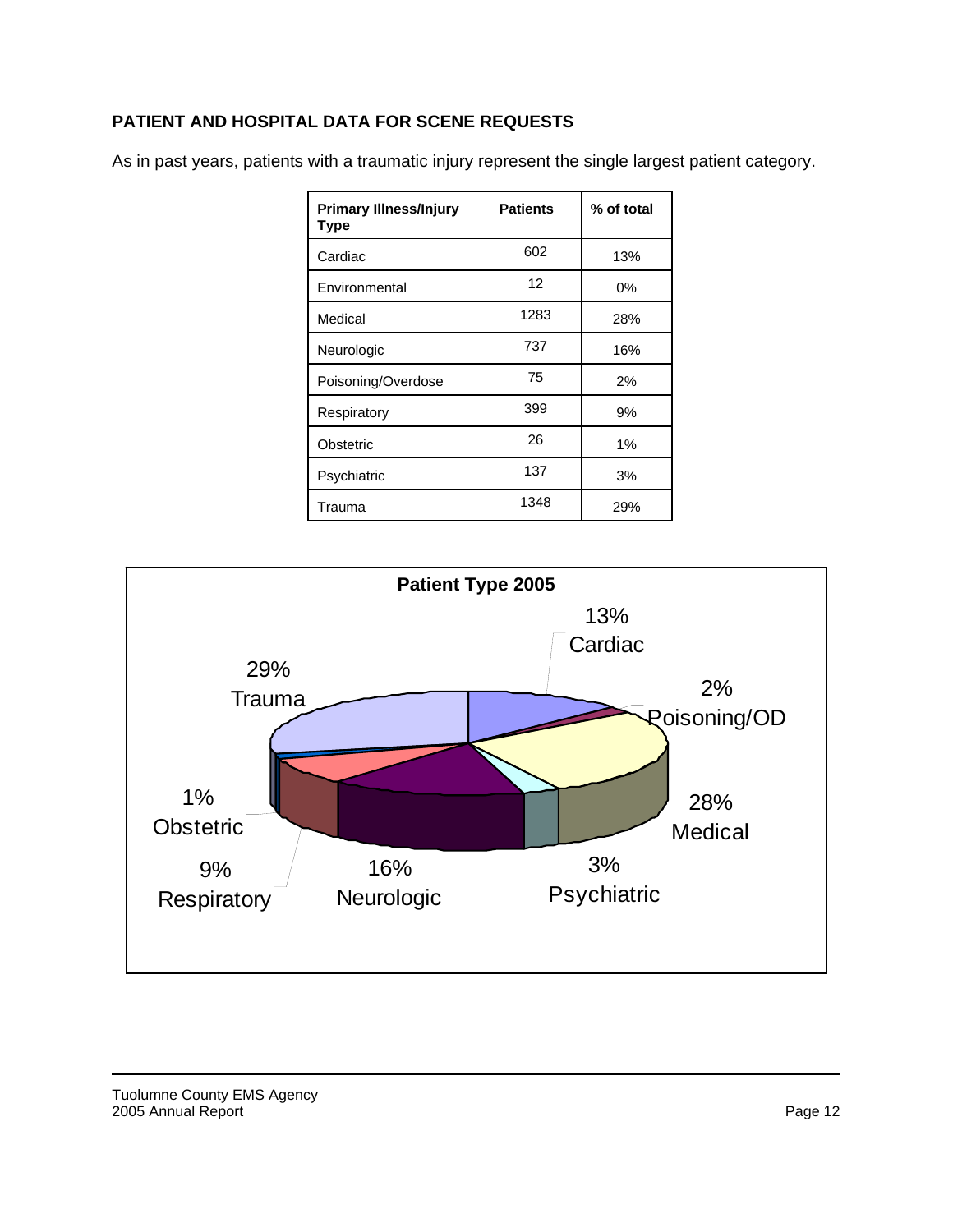## PATIENT AND HOSPITAL DATA FOR SCENE REQUESTS

As in past years, patients with a traumatic injury represent the single largest patient category.

| Primary Illness/Injury Type | Patients | % of total |
|---|---|---|
| Cardiac | 602 | 13% |
| Environmental | 12 | 0% |
| Medical | 1283 | 28% |
| Neurologic | 737 | 16% |
| Poisoning/Overdose | 75 | 2% |
| Respiratory | 399 | 9% |
| Obstetric | 26 | 1% |
| Psychiatric | 137 | 3% |
| Trauma | 1348 | 29% |

**Patient Type 2005**

13% Cardiac

2% Poisoning/OD

28% Medical

3% Psychiatric

16% Neurologic

9% Respiratory

1% Obstetric

29% Trauma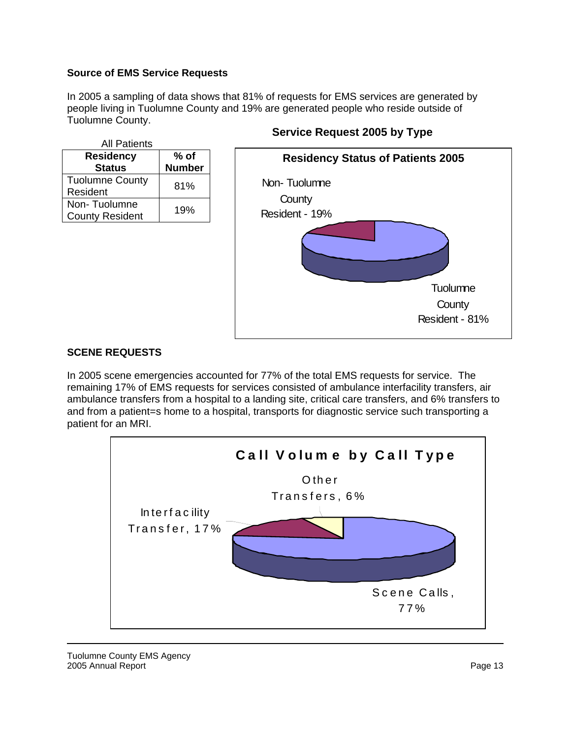### Source of EMS Service Requests

In 2005 a sampling of data shows that 81% of requests for EMS services are generated by people living in Tuolumne County and 19% are generated people who reside outside of Tuolumne County.

All Patients

| Residency Status | % of Number |
|---|---|
| Tuolumne County Resident | 81% |
| Non- Tuolumne County Resident | 19% |

**Service Request 2005 by Type**

**Residency Status of Patients 2005**

Non- Tuolumne County Resident - 19%

Tuolumne County Resident - 81%

### SCENE REQUESTS

In 2005 scene emergencies accounted for 77% of the total EMS requests for service. The remaining 17% of EMS requests for services consisted of ambulance interfacility transfers, air ambulance transfers from a hospital to a landing site, critical care transfers, and 6% transfers to and from a patient=s home to a hospital, transports for diagnostic service such transporting a patient for an MRI.

**Call Volume by Call Type**

Other Transfers, 6%

Interfacility Transfer, 17%

Scene Calls, 77%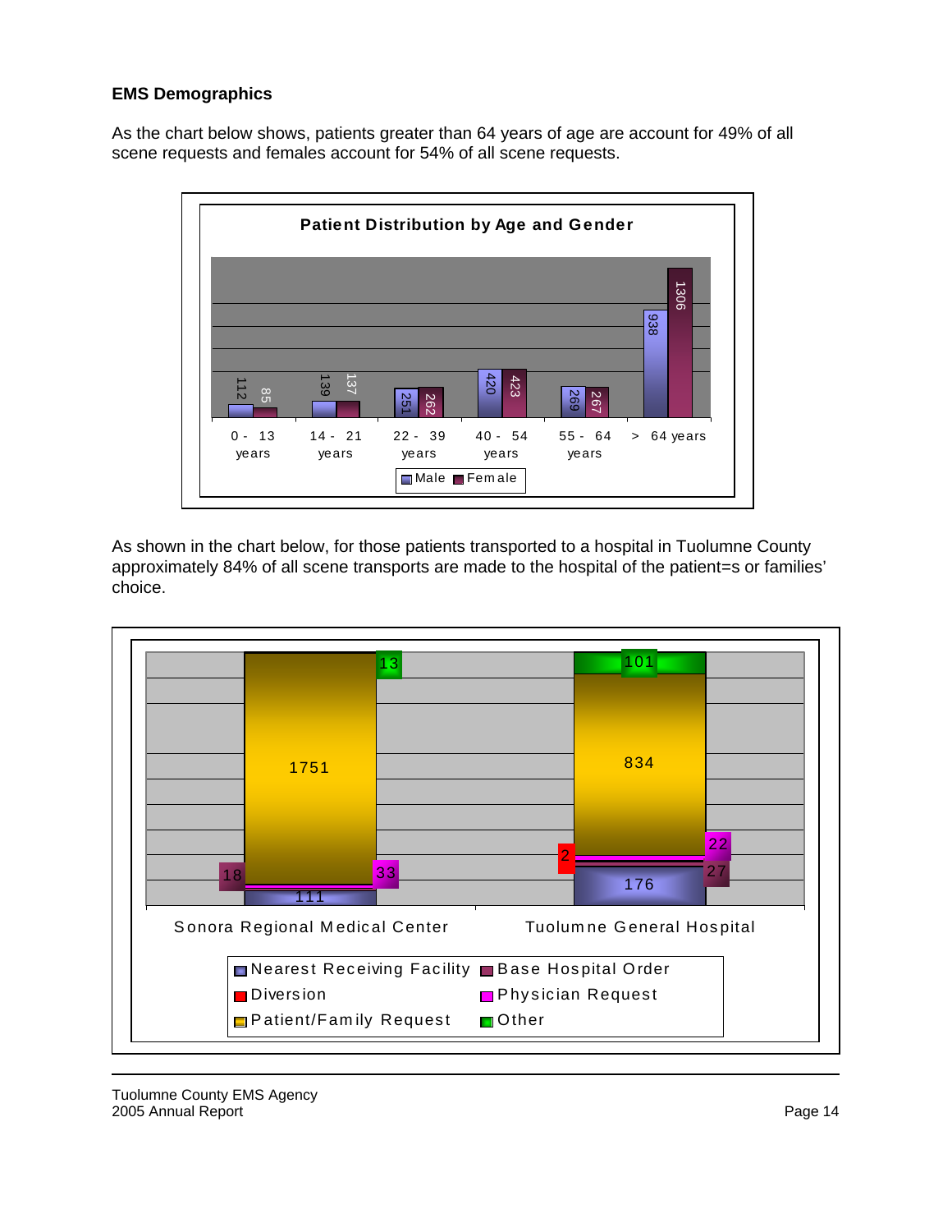**EMS Demographics**

As the chart below shows, patients greater than 64 years of age are account for 49% of all scene requests and females account for 54% of all scene requests.

**Patient Distribution by Age and Gender**

| Age | Male | Female |
|---|---|---|
| 0 - 13 years | 112 | 85 |
| 14 - 21 years | 139 | 137 |
| 22 - 39 years | 251 | 262 |
| 40 - 54 years | 420 | 423 |
| 55 - 64 years | 269 | 267 |
| > 64 years | 938 | 1306 |

As shown in the chart below, for those patients transported to a hospital in Tuolumne County approximately 84% of all scene transports are made to the hospital of the patient=s or families' choice.

| | Sonora Regional Medical Center | Tuolumne General Hospital |
|---|---|---|
| Nearest Receiving Facility | 111 | 176 |
| Base Hospital Order | 18 | 27 |
| Diversion | | 2 |
| Physician Request | 33 | 22 |
| Patient/Family Request | 1751 | 834 |
| Other | 13 | 101 |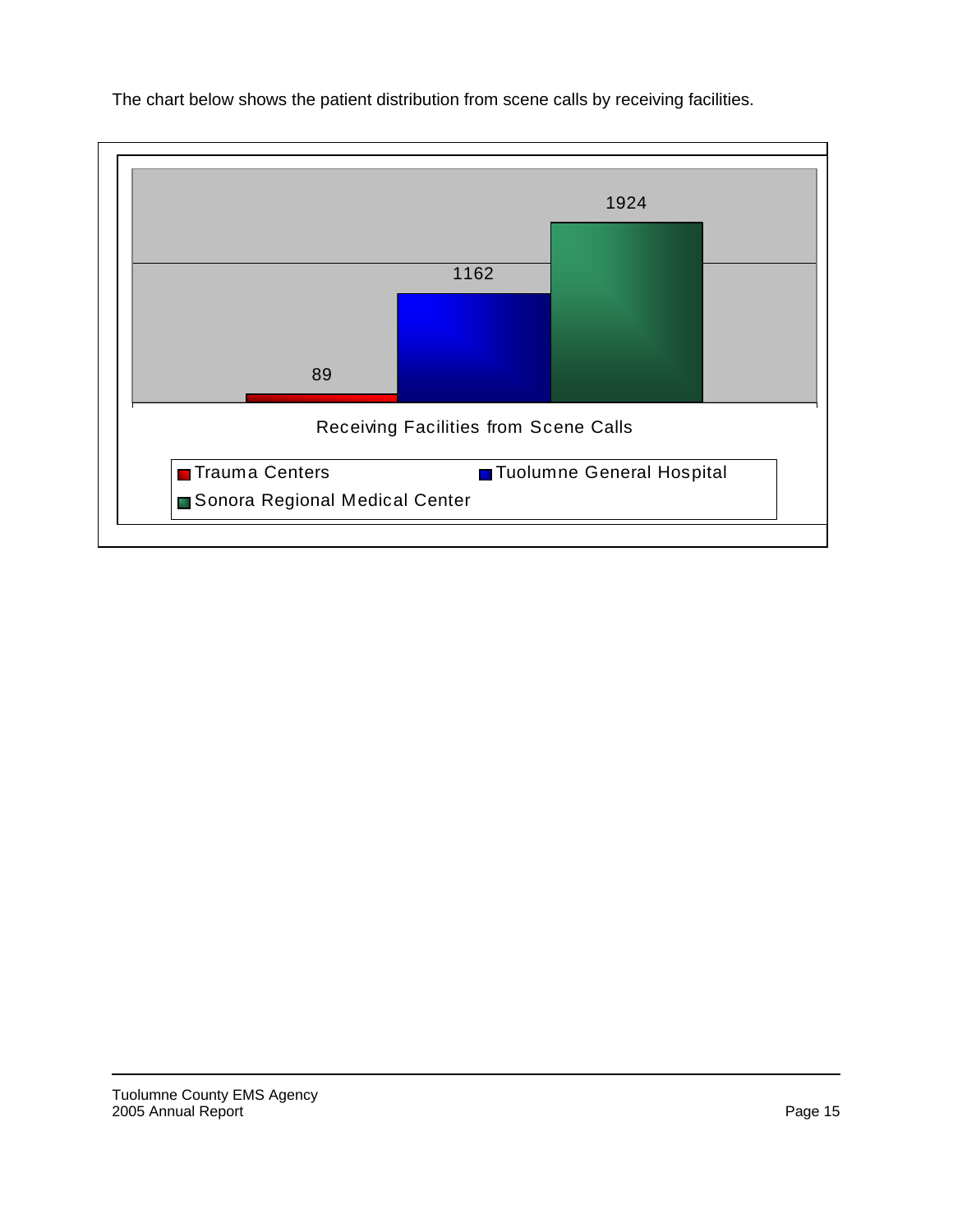The chart below shows the patient distribution from scene calls by receiving facilities.

| Receiving Facilities from Scene Calls | Patients |
|---|---|
| Trauma Centers | 89 |
| Tuolumne General Hospital | 1162 |
| Sonora Regional Medical Center | 1924 |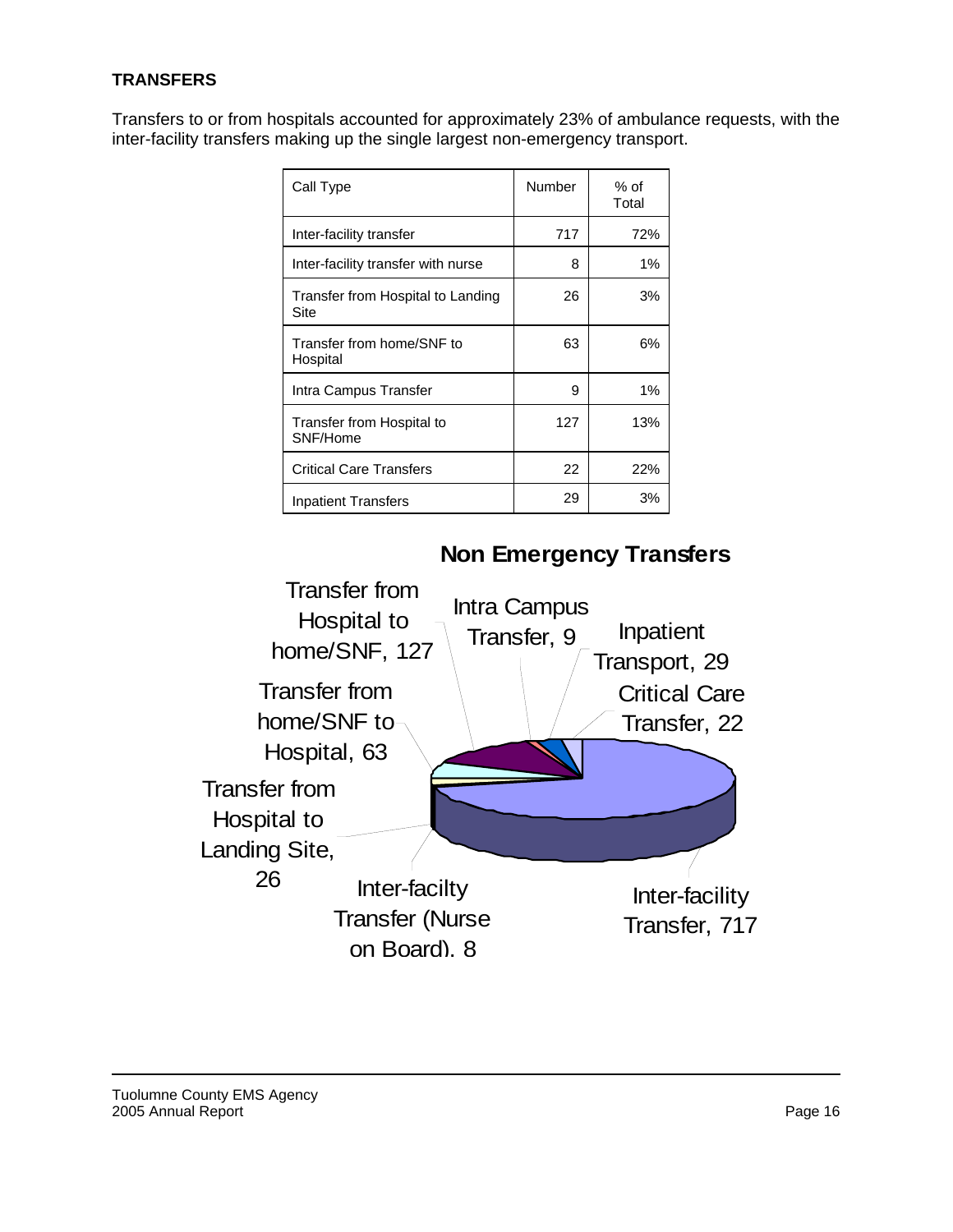**TRANSFERS**

Transfers to or from hospitals accounted for approximately 23% of ambulance requests, with the inter-facility transfers making up the single largest non-emergency transport.

| Call Type | Number | % of Total |
|---|---|---|
| Inter-facility transfer | 717 | 72% |
| Inter-facility transfer with nurse | 8 | 1% |
| Transfer from Hospital to Landing Site | 26 | 3% |
| Transfer from home/SNF to Hospital | 63 | 6% |
| Intra Campus Transfer | 9 | 1% |
| Transfer from Hospital to SNF/Home | 127 | 13% |
| Critical Care Transfers | 22 | 22% |
| Inpatient Transfers | 29 | 3% |

**Non Emergency Transfers**

Transfer from Hospital to home/SNF, 127

Intra Campus Transfer, 9

Inpatient Transport, 29

Critical Care Transfer, 22

Transfer from home/SNF to Hospital, 63

Transfer from Hospital to Landing Site, 26

Inter-facilty Transfer (Nurse on Board), 8

Inter-facility Transfer, 717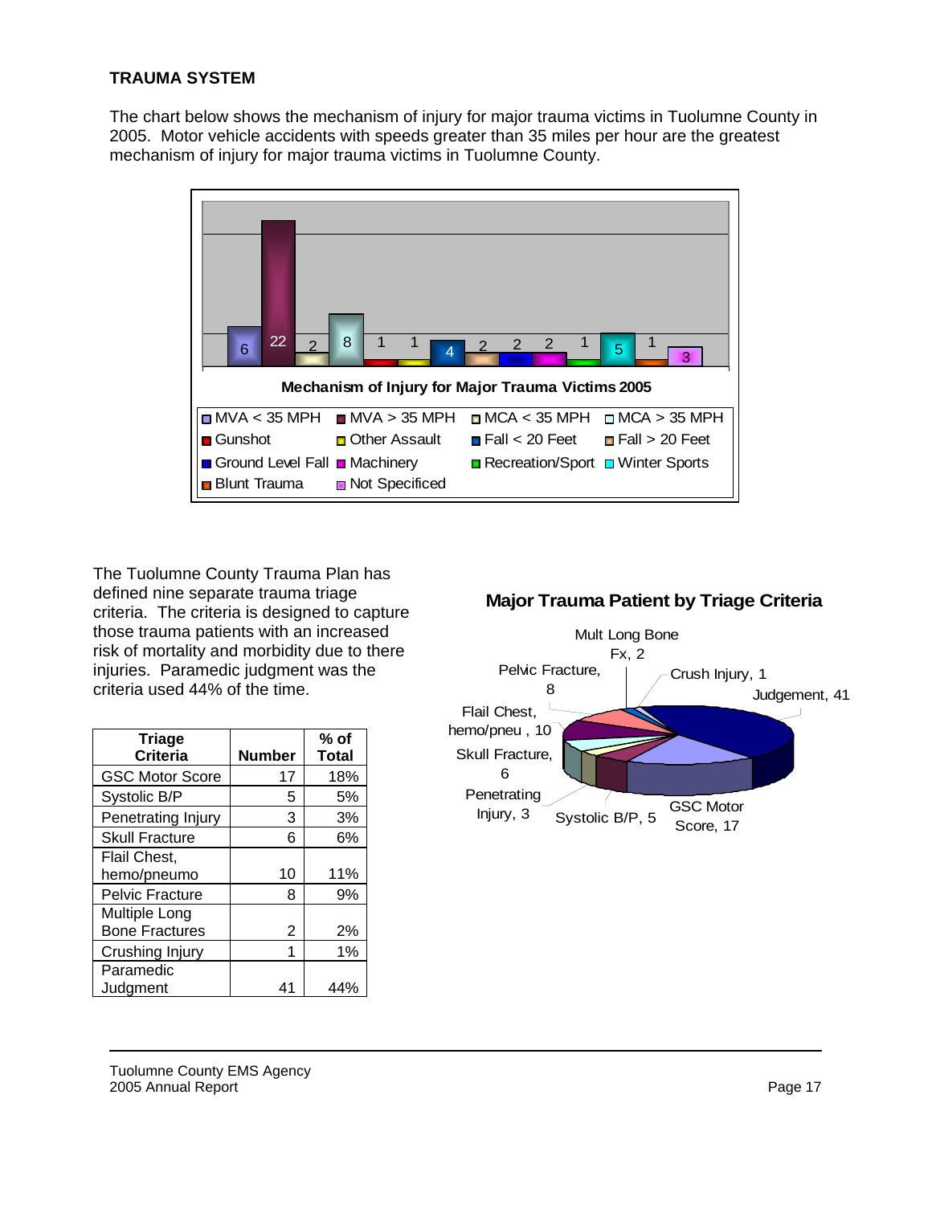**TRAUMA SYSTEM**

The chart below shows the mechanism of injury for major trauma victims in Tuolumne County in 2005. Motor vehicle accidents with speeds greater than 35 miles per hour are the greatest mechanism of injury for major trauma victims in Tuolumne County.

**Mechanism of Injury for Major Trauma Victims 2005**

| Mechanism | Number |
|---|---|
| MVA < 35 MPH | 6 |
| MVA > 35 MPH | 22 |
| MCA < 35 MPH | 2 |
| MCA > 35 MPH | 8 |
| Gunshot | 1 |
| Other Assault | 1 |
| Fall < 20 Feet | 4 |
| Fall > 20 Feet | 2 |
| Ground Level Fall | 2 |
| Machinery | 2 |
| Recreation/Sport | 1 |
| Winter Sports | 5 |
| Blunt Trauma | 1 |
| Not Specificed | 3 |

The Tuolumne County Trauma Plan has defined nine separate trauma triage criteria. The criteria is designed to capture those trauma patients with an increased risk of mortality and morbidity due to there injuries. Paramedic judgment was the criteria used 44% of the time.

| Triage Criteria | Number | % of Total |
|---|---|---|
| GSC Motor Score | 17 | 18% |
| Systolic B/P | 5 | 5% |
| Penetrating Injury | 3 | 3% |
| Skull Fracture | 6 | 6% |
| Flail Chest, hemo/pneumo | 10 | 11% |
| Pelvic Fracture | 8 | 9% |
| Multiple Long Bone Fractures | 2 | 2% |
| Crushing Injury | 1 | 1% |
| Paramedic Judgment | 41 | 44% |

**Major Trauma Patient by Triage Criteria**

Judgement, 41; GSC Motor Score, 17; Systolic B/P, 5; Penetrating Injury, 3; Skull Fracture, 6; Flail Chest, hemo/pneu, 10; Pelvic Fracture, 8; Mult Long Bone Fx, 2; Crush Injury, 1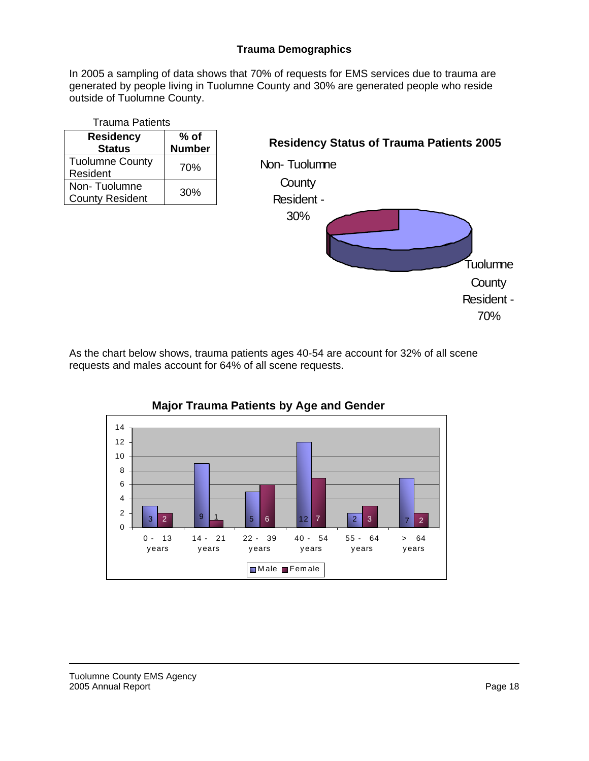### Trauma Demographics

In 2005 a sampling of data shows that 70% of requests for EMS services due to trauma are generated by people living in Tuolumne County and 30% are generated people who reside outside of Tuolumne County.

Trauma Patients

| Residency Status | % of Number |
|---|---|
| Tuolumne County Resident | 70% |
| Non- Tuolumne County Resident | 30% |

**Residency Status of Trauma Patients 2005**

Non- Tuolumne County Resident - 30%

Tuolumne County Resident - 70%

As the chart below shows, trauma patients ages 40-54 are account for 32% of all scene requests and males account for 64% of all scene requests.

**Major Trauma Patients by Age and Gender**

| Age | Male | Female |
|---|---|---|
| 0 - 13 years | 3 | 2 |
| 14 - 21 years | 9 | 1 |
| 22 - 39 years | 5 | 6 |
| 40 - 54 years | 12 | 7 |
| 55 - 64 years | 2 | 3 |
| > 64 years | 7 | 2 |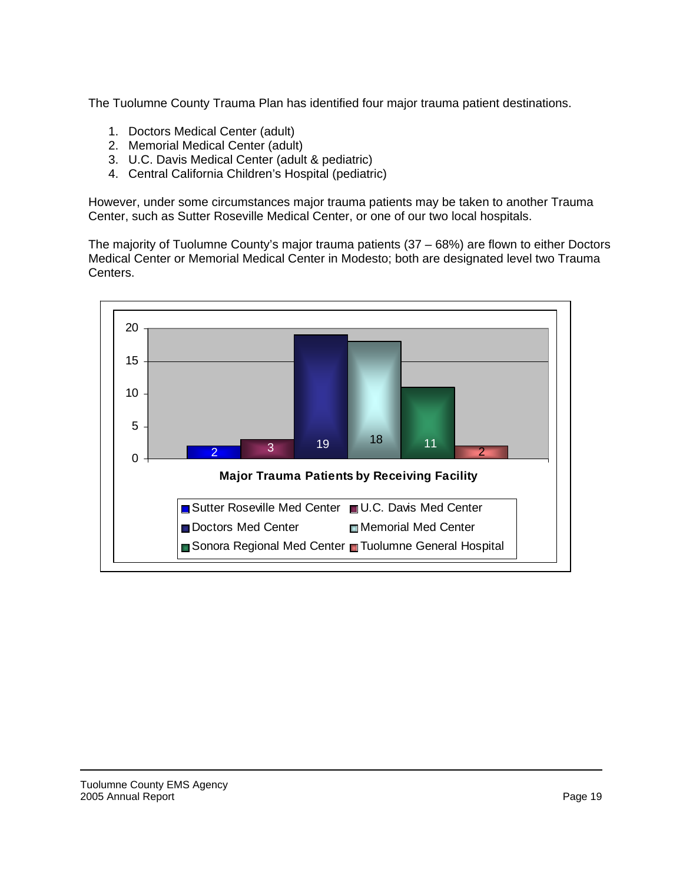The Tuolumne County Trauma Plan has identified four major trauma patient destinations.

1. Doctors Medical Center (adult)
2. Memorial Medical Center (adult)
3. U.C. Davis Medical Center (adult & pediatric)
4. Central California Children's Hospital (pediatric)

However, under some circumstances major trauma patients may be taken to another Trauma Center, such as Sutter Roseville Medical Center, or one of our two local hospitals.

The majority of Tuolumne County's major trauma patients (37 – 68%) are flown to either Doctors Medical Center or Memorial Medical Center in Modesto; both are designated level two Trauma Centers.

**Major Trauma Patients by Receiving Facility**

| Receiving Facility | Patients |
|---|---|
| Sutter Roseville Med Center | 2 |
| U.C. Davis Med Center | 3 |
| Doctors Med Center | 19 |
| Memorial Med Center | 18 |
| Sonora Regional Med Center | 11 |
| Tuolumne General Hospital | 2 |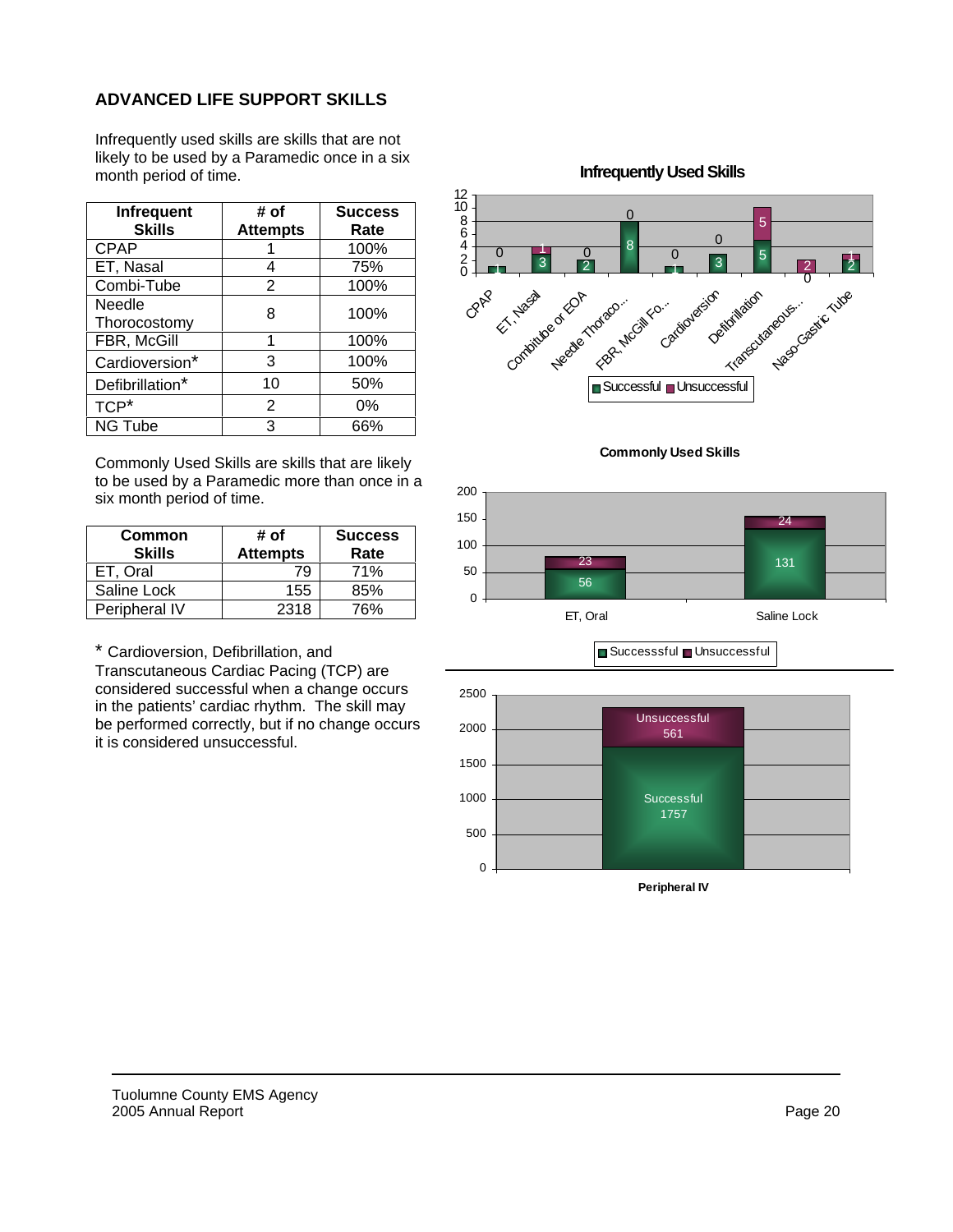## ADVANCED LIFE SUPPORT SKILLS

Infrequently used skills are skills that are not likely to be used by a Paramedic once in a six month period of time.

| Infrequent Skills | # of Attempts | Success Rate |
|---|---|---|
| CPAP | 1 | 100% |
| ET, Nasal | 4 | 75% |
| Combi-Tube | 2 | 100% |
| Needle Thorocostomy | 8 | 100% |
| FBR, McGill | 1 | 100% |
| Cardioversion* | 3 | 100% |
| Defibrillation* | 10 | 50% |
| TCP* | 2 | 0% |
| NG Tube | 3 | 66% |

Commonly Used Skills are skills that are likely to be used by a Paramedic more than once in a six month period of time.

| Common Skills | # of Attempts | Success Rate |
|---|---|---|
| ET, Oral | 79 | 71% |
| Saline Lock | 155 | 85% |
| Peripheral IV | 2318 | 76% |

* Cardioversion, Defibrillation, and Transcutaneous Cardiac Pacing (TCP) are considered successful when a change occurs in the patients' cardiac rhythm. The skill may be performed correctly, but if no change occurs it is considered unsuccessful.

**Infrequently Used Skills**

| Skill | Successful | Unsuccessful |
|---|---|---|
| CPAP | 1 | 0 |
| ET, Nasal | 3 | 1 |
| Combitube or EOA | 2 | 0 |
| Needle Thoraco... | 8 | 0 |
| FBR, McGill Fo... | 1 | 0 |
| Cardioversion | 3 | 0 |
| Defibrillation | 5 | 5 |
| Transcutaneous... | 0 | 2 |
| Naso-Gastric Tube | 2 | 1 |

**Commonly Used Skills**

| Skill | Successful | Unsuccessful |
|---|---|---|
| ET, Oral | 56 | 23 |
| Saline Lock | 131 | 24 |

**Peripheral IV**

| Skill | Successful | Unsuccessful |
|---|---|---|
| Peripheral IV | 1757 | 561 |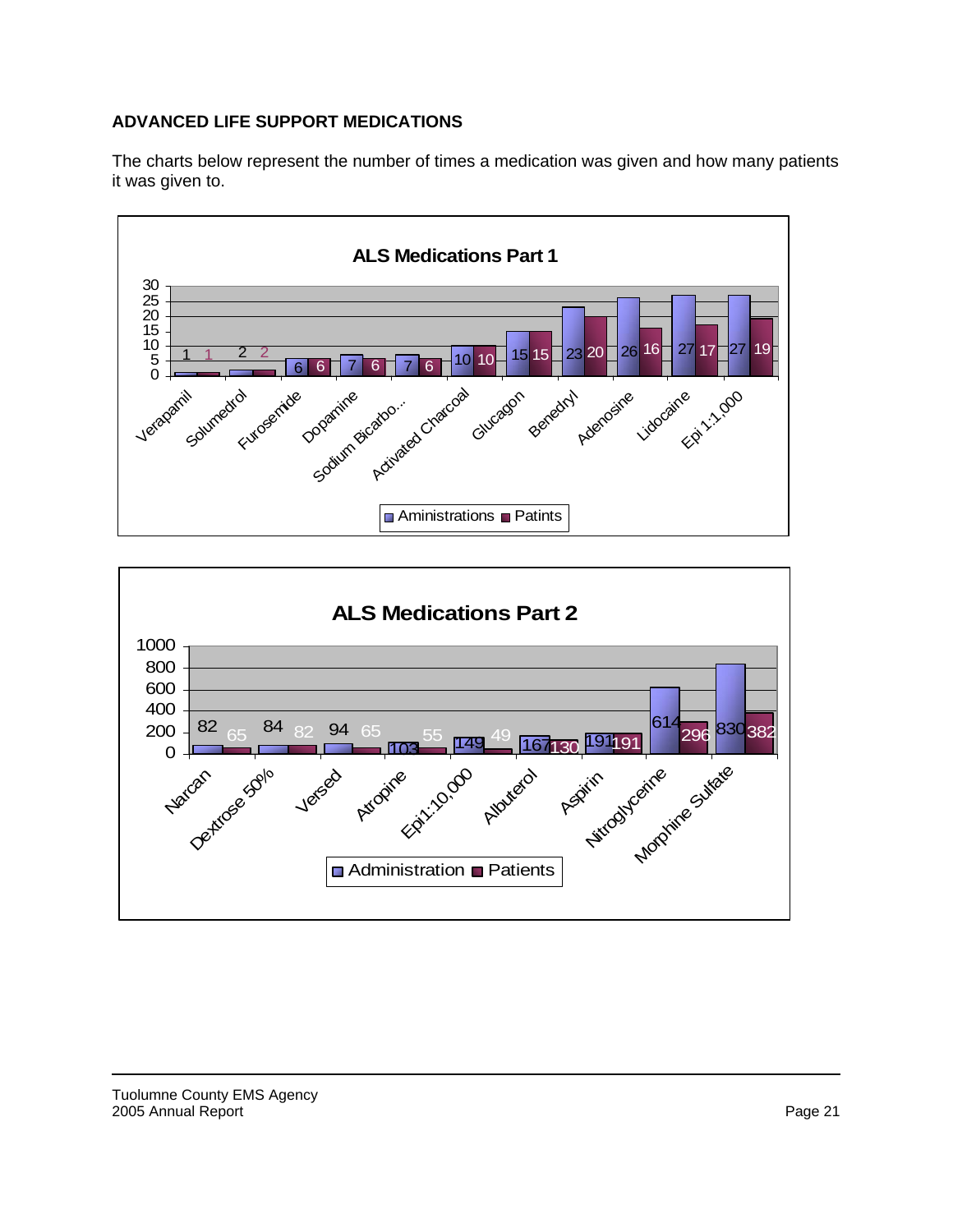## ADVANCED LIFE SUPPORT MEDICATIONS

The charts below represent the number of times a medication was given and how many patients it was given to.

**ALS Medications Part 1**

| Medication | Aministrations | Patints |
|---|---|---|
| Verapamil | 1 | 1 |
| Solumedrol | 2 | 2 |
| Furosemide | 6 | 6 |
| Dopamine | 7 | 6 |
| Sodium Bicarbo... | 7 | 6 |
| Activated Charcoal | 10 | 10 |
| Glucagon | 15 | 15 |
| Benedryl | 23 | 20 |
| Adenosine | 26 | 16 |
| Lidocaine | 27 | 17 |
| Epi 1:1,000 | 27 | 19 |

**ALS Medications Part 2**

| Medication | Administration | Patients |
|---|---|---|
| Narcan | 82 | 65 |
| Dextrose 50% | 84 | 82 |
| Versed | 94 | 65 |
| Atropine | 103 | 55 |
| Epi1:10,000 | 149 | 49 |
| Albuterol | 167 | 130 |
| Aspirin | 191 | 191 |
| Nitroglycerine | 614 | 296 |
| Morphine Sulfate | 830 | 382 |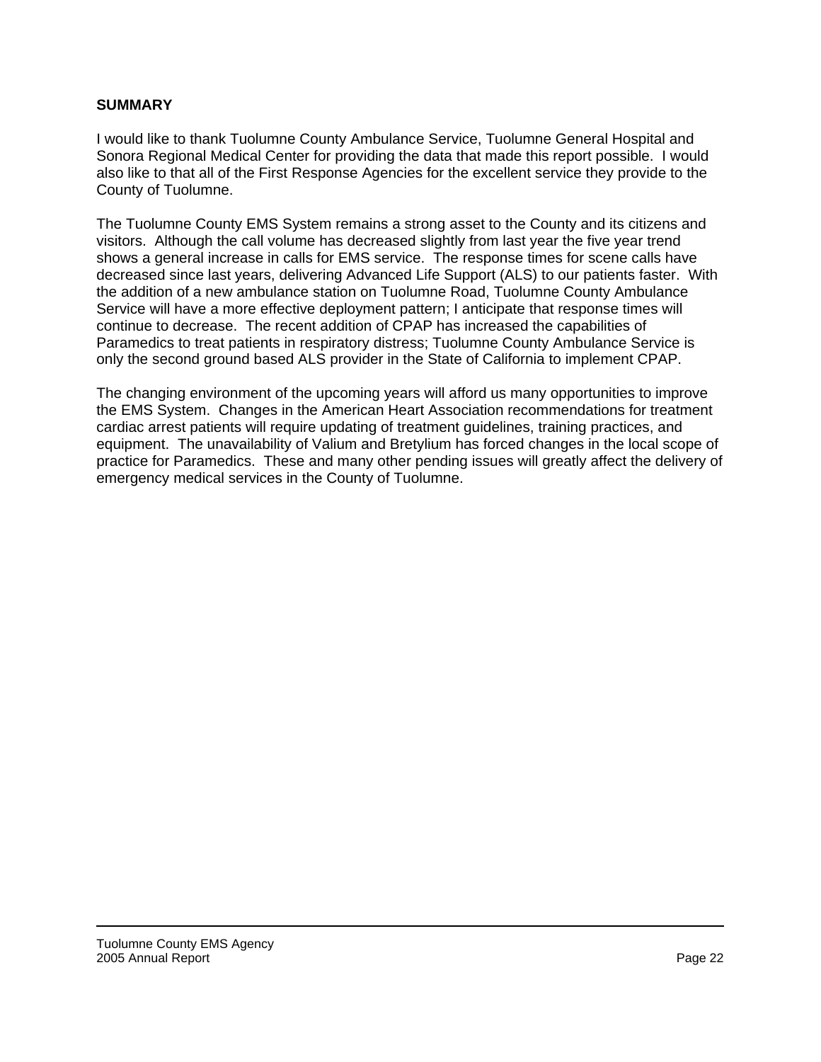**SUMMARY**

I would like to thank Tuolumne County Ambulance Service, Tuolumne General Hospital and Sonora Regional Medical Center for providing the data that made this report possible. I would also like to that all of the First Response Agencies for the excellent service they provide to the County of Tuolumne.

The Tuolumne County EMS System remains a strong asset to the County and its citizens and visitors. Although the call volume has decreased slightly from last year the five year trend shows a general increase in calls for EMS service. The response times for scene calls have decreased since last years, delivering Advanced Life Support (ALS) to our patients faster. With the addition of a new ambulance station on Tuolumne Road, Tuolumne County Ambulance Service will have a more effective deployment pattern; I anticipate that response times will continue to decrease. The recent addition of CPAP has increased the capabilities of Paramedics to treat patients in respiratory distress; Tuolumne County Ambulance Service is only the second ground based ALS provider in the State of California to implement CPAP.

The changing environment of the upcoming years will afford us many opportunities to improve the EMS System. Changes in the American Heart Association recommendations for treatment cardiac arrest patients will require updating of treatment guidelines, training practices, and equipment. The unavailability of Valium and Bretylium has forced changes in the local scope of practice for Paramedics. These and many other pending issues will greatly affect the delivery of emergency medical services in the County of Tuolumne.